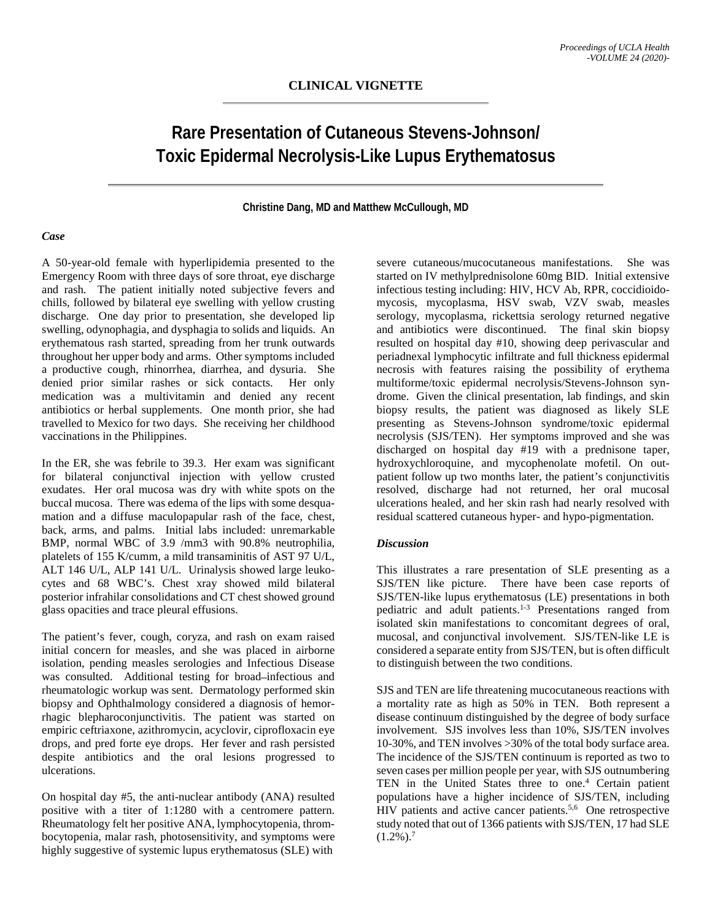**CLINICAL VIGNETTE**

# Rare Presentation of Cutaneous Stevens-Johnson/ Toxic Epidermal Necrolysis-Like Lupus Erythematosus

**Christine Dang, MD and Matthew McCullough, MD**

### *Case*

A 50-year-old female with hyperlipidemia presented to the Emergency Room with three days of sore throat, eye discharge and rash. The patient initially noted subjective fevers and chills, followed by bilateral eye swelling with yellow crusting discharge. One day prior to presentation, she developed lip swelling, odynophagia, and dysphagia to solids and liquids. An erythematous rash started, spreading from her trunk outwards throughout her upper body and arms. Other symptoms included a productive cough, rhinorrhea, diarrhea, and dysuria. She denied prior similar rashes or sick contacts. Her only medication was a multivitamin and denied any recent antibiotics or herbal supplements. One month prior, she had travelled to Mexico for two days. She receiving her childhood vaccinations in the Philippines.

In the ER, she was febrile to 39.3. Her exam was significant for bilateral conjunctival injection with yellow crusted exudates. Her oral mucosa was dry with white spots on the buccal mucosa. There was edema of the lips with some desquamation and a diffuse maculopapular rash of the face, chest, back, arms, and palms. Initial labs included: unremarkable BMP, normal WBC of 3.9 /mm3 with 90.8% neutrophilia, platelets of 155 K/cumm, a mild transaminitis of AST 97 U/L, ALT 146 U/L, ALP 141 U/L. Urinalysis showed large leukocytes and 68 WBC's. Chest xray showed mild bilateral posterior infrahilar consolidations and CT chest showed ground glass opacities and trace pleural effusions.

The patient's fever, cough, coryza, and rash on exam raised initial concern for measles, and she was placed in airborne isolation, pending measles serologies and Infectious Disease was consulted. Additional testing for broad–infectious and rheumatologic workup was sent. Dermatology performed skin biopsy and Ophthalmology considered a diagnosis of hemorrhagic blepharoconjunctivitis. The patient was started on empiric ceftriaxone, azithromycin, acyclovir, ciprofloxacin eye drops, and pred forte eye drops. Her fever and rash persisted despite antibiotics and the oral lesions progressed to ulcerations.

On hospital day #5, the anti-nuclear antibody (ANA) resulted positive with a titer of 1:1280 with a centromere pattern. Rheumatology felt her positive ANA, lymphocytopenia, thrombocytopenia, malar rash, photosensitivity, and symptoms were highly suggestive of systemic lupus erythematosus (SLE) with severe cutaneous/mucocutaneous manifestations. She was started on IV methylprednisolone 60mg BID. Initial extensive infectious testing including: HIV, HCV Ab, RPR, coccidioidomycosis, mycoplasma, HSV swab, VZV swab, measles serology, mycoplasma, rickettsia serology returned negative and antibiotics were discontinued. The final skin biopsy resulted on hospital day #10, showing deep perivascular and periadnexal lymphocytic infiltrate and full thickness epidermal necrosis with features raising the possibility of erythema multiforme/toxic epidermal necrolysis/Stevens-Johnson syndrome. Given the clinical presentation, lab findings, and skin biopsy results, the patient was diagnosed as likely SLE presenting as Stevens-Johnson syndrome/toxic epidermal necrolysis (SJS/TEN). Her symptoms improved and she was discharged on hospital day #19 with a prednisone taper, hydroxychloroquine, and mycophenolate mofetil. On outpatient follow up two months later, the patient's conjunctivitis resolved, discharge had not returned, her oral mucosal ulcerations healed, and her skin rash had nearly resolved with residual scattered cutaneous hyper- and hypo-pigmentation.

### *Discussion*

This illustrates a rare presentation of SLE presenting as a SJS/TEN like picture. There have been case reports of SJS/TEN-like lupus erythematosus (LE) presentations in both pediatric and adult patients.[1-3] Presentations ranged from isolated skin manifestations to concomitant degrees of oral, mucosal, and conjunctival involvement. SJS/TEN-like LE is considered a separate entity from SJS/TEN, but is often difficult to distinguish between the two conditions.

SJS and TEN are life threatening mucocutaneous reactions with a mortality rate as high as 50% in TEN. Both represent a disease continuum distinguished by the degree of body surface involvement. SJS involves less than 10%, SJS/TEN involves 10-30%, and TEN involves >30% of the total body surface area. The incidence of the SJS/TEN continuum is reported as two to seven cases per million people per year, with SJS outnumbering TEN in the United States three to one.[4] Certain patient populations have a higher incidence of SJS/TEN, including HIV patients and active cancer patients.[5,6] One retrospective study noted that out of 1366 patients with SJS/TEN, 17 had SLE (1.2%).[7]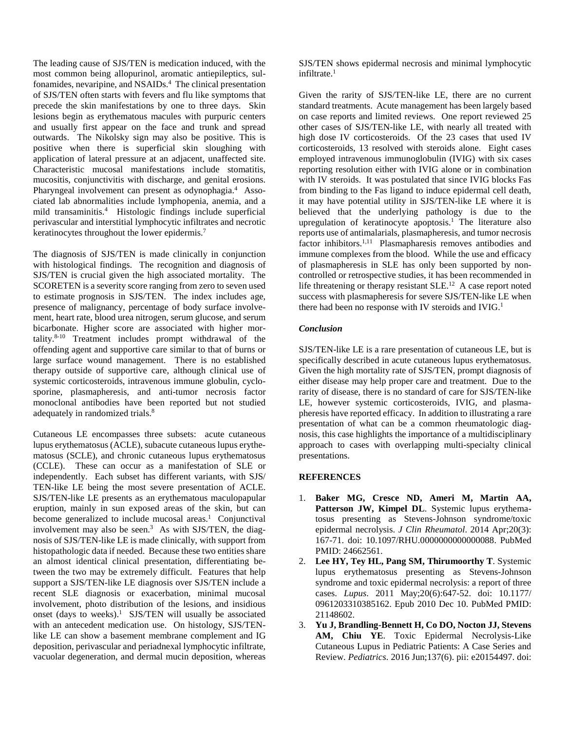The leading cause of SJS/TEN is medication induced, with the most common being allopurinol, aromatic antiepileptics, sulfonamides, nevaripine, and NSAIDs.[4] The clinical presentation of SJS/TEN often starts with fevers and flu like symptoms that precede the skin manifestations by one to three days. Skin lesions begin as erythematous macules with purpuric centers and usually first appear on the face and trunk and spread outwards. The Nikolsky sign may also be positive. This is positive when there is superficial skin sloughing with application of lateral pressure at an adjacent, unaffected site. Characteristic mucosal manifestations include stomatitis, mucositis, conjunctivitis with discharge, and genital erosions. Pharyngeal involvement can present as odynophagia.[4] Associated lab abnormalities include lymphopenia, anemia, and a mild transaminitis.[4] Histologic findings include superficial perivascular and interstitial lymphocytic infiltrates and necrotic keratinocytes throughout the lower epidermis.[7]

The diagnosis of SJS/TEN is made clinically in conjunction with histological findings. The recognition and diagnosis of SJS/TEN is crucial given the high associated mortality. The SCORETEN is a severity score ranging from zero to seven used to estimate prognosis in SJS/TEN. The index includes age, presence of malignancy, percentage of body surface involvement, heart rate, blood urea nitrogen, serum glucose, and serum bicarbonate. Higher score are associated with higher mortality.[8-10] Treatment includes prompt withdrawal of the offending agent and supportive care similar to that of burns or large surface wound management. There is no established therapy outside of supportive care, although clinical use of systemic corticosteroids, intravenous immune globulin, cyclosporine, plasmapheresis, and anti-tumor necrosis factor monoclonal antibodies have been reported but not studied adequately in randomized trials.[8]

Cutaneous LE encompasses three subsets: acute cutaneous lupus erythematosus (ACLE), subacute cutaneous lupus erythematosus (SCLE), and chronic cutaneous lupus erythematosus (CCLE). These can occur as a manifestation of SLE or independently. Each subset has different variants, with SJS/TEN-like LE being the most severe presentation of ACLE. SJS/TEN-like LE presents as an erythematous maculopapular eruption, mainly in sun exposed areas of the skin, but can become generalized to include mucosal areas.[1] Conjunctival involvement may also be seen.[3] As with SJS/TEN, the diagnosis of SJS/TEN-like LE is made clinically, with support from histopathologic data if needed. Because these two entities share an almost identical clinical presentation, differentiating between the two may be extremely difficult. Features that help support a SJS/TEN-like LE diagnosis over SJS/TEN include a recent SLE diagnosis or exacerbation, minimal mucosal involvement, photo distribution of the lesions, and insidious onset (days to weeks).[1] SJS/TEN will usually be associated with an antecedent medication use. On histology, SJS/TEN-like LE can show a basement membrane complement and IG deposition, perivascular and periadnexal lymphocytic infiltrate, vacuolar degeneration, and dermal mucin deposition, whereas SJS/TEN shows epidermal necrosis and minimal lymphocytic infiltrate.[1]

Given the rarity of SJS/TEN-like LE, there are no current standard treatments. Acute management has been largely based on case reports and limited reviews. One report reviewed 25 other cases of SJS/TEN-like LE, with nearly all treated with high dose IV corticosteroids. Of the 23 cases that used IV corticosteroids, 13 resolved with steroids alone. Eight cases employed intravenous immunoglobulin (IVIG) with six cases reporting resolution either with IVIG alone or in combination with IV steroids. It was postulated that since IVIG blocks Fas from binding to the Fas ligand to induce epidermal cell death, it may have potential utility in SJS/TEN-like LE where it is believed that the underlying pathology is due to the upregulation of keratinocyte apoptosis.[1] The literature also reports use of antimalarials, plasmapheresis, and tumor necrosis factor inhibitors.[1,11] Plasmapharesis removes antibodies and immune complexes from the blood. While the use and efficacy of plasmapheresis in SLE has only been supported by non-controlled or retrospective studies, it has been recommended in life threatening or therapy resistant SLE.[12] A case report noted success with plasmapheresis for severe SJS/TEN-like LE when there had been no response with IV steroids and IVIG.[1]

### *Conclusion*

SJS/TEN-like LE is a rare presentation of cutaneous LE, but is specifically described in acute cutaneous lupus erythematosus. Given the high mortality rate of SJS/TEN, prompt diagnosis of either disease may help proper care and treatment. Due to the rarity of disease, there is no standard of care for SJS/TEN-like LE, however systemic corticosteroids, IVIG, and plasmapheresis have reported efficacy. In addition to illustrating a rare presentation of what can be a common rheumatologic diagnosis, this case highlights the importance of a multidisciplinary approach to cases with overlapping multi-specialty clinical presentations.

## REFERENCES

1. **Baker MG, Cresce ND, Ameri M, Martin AA, Patterson JW, Kimpel DL**. Systemic lupus erythematosus presenting as Stevens-Johnson syndrome/toxic epidermal necrolysis. *J Clin Rheumatol*. 2014 Apr;20(3): 167-71. doi: 10.1097/RHU.0000000000000088. PubMed PMID: 24662561.
2. **Lee HY, Tey HL, Pang SM, Thirumoorthy T**. Systemic lupus erythematosus presenting as Stevens-Johnson syndrome and toxic epidermal necrolysis: a report of three cases. *Lupus*. 2011 May;20(6):647-52. doi: 10.1177/0961203310385162. Epub 2010 Dec 10. PubMed PMID: 21148602.
3. **Yu J, Brandling-Bennett H, Co DO, Nocton JJ, Stevens AM, Chiu YE**. Toxic Epidermal Necrolysis-Like Cutaneous Lupus in Pediatric Patients: A Case Series and Review. *Pediatrics*. 2016 Jun;137(6). pii: e20154497. doi: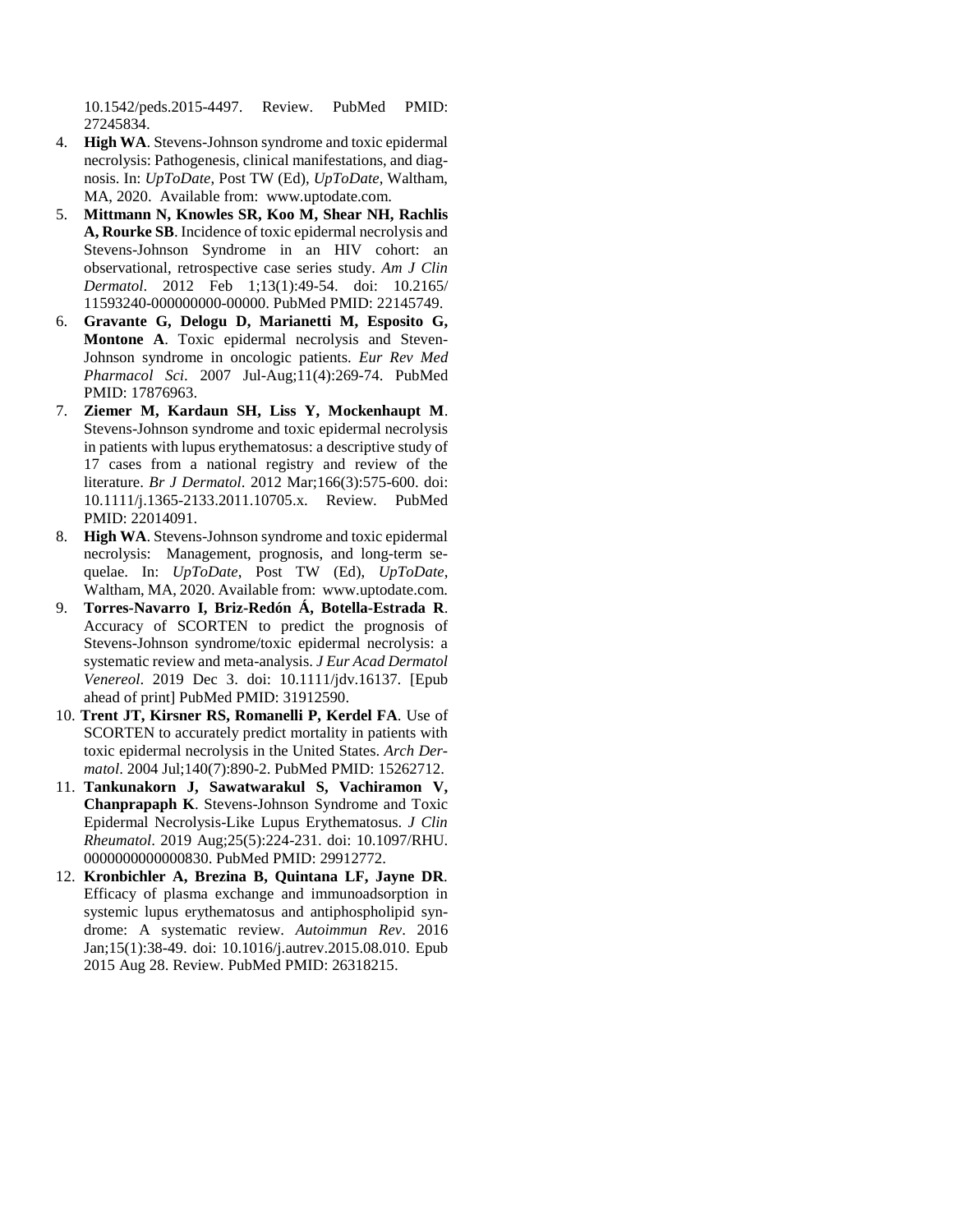10.1542/peds.2015-4497. Review. PubMed PMID: 27245834.

4. **High WA**. Stevens-Johnson syndrome and toxic epidermal necrolysis: Pathogenesis, clinical manifestations, and diagnosis. In: *UpToDate*, Post TW (Ed), *UpToDate*, Waltham, MA, 2020. Available from: www.uptodate.com.
5. **Mittmann N, Knowles SR, Koo M, Shear NH, Rachlis A, Rourke SB**. Incidence of toxic epidermal necrolysis and Stevens-Johnson Syndrome in an HIV cohort: an observational, retrospective case series study. *Am J Clin Dermatol*. 2012 Feb 1;13(1):49-54. doi: 10.2165/11593240-000000000-00000. PubMed PMID: 22145749.
6. **Gravante G, Delogu D, Marianetti M, Esposito G, Montone A**. Toxic epidermal necrolysis and Steven-Johnson syndrome in oncologic patients. *Eur Rev Med Pharmacol Sci*. 2007 Jul-Aug;11(4):269-74. PubMed PMID: 17876963.
7. **Ziemer M, Kardaun SH, Liss Y, Mockenhaupt M**. Stevens-Johnson syndrome and toxic epidermal necrolysis in patients with lupus erythematosus: a descriptive study of 17 cases from a national registry and review of the literature. *Br J Dermatol*. 2012 Mar;166(3):575-600. doi: 10.1111/j.1365-2133.2011.10705.x. Review. PubMed PMID: 22014091.
8. **High WA**. Stevens-Johnson syndrome and toxic epidermal necrolysis: Management, prognosis, and long-term sequelae. In: *UpToDate*, Post TW (Ed), *UpToDate*, Waltham, MA, 2020. Available from: www.uptodate.com.
9. **Torres-Navarro I, Briz-Redón Á, Botella-Estrada R**. Accuracy of SCORTEN to predict the prognosis of Stevens-Johnson syndrome/toxic epidermal necrolysis: a systematic review and meta-analysis. *J Eur Acad Dermatol Venereol*. 2019 Dec 3. doi: 10.1111/jdv.16137. [Epub ahead of print] PubMed PMID: 31912590.
10. **Trent JT, Kirsner RS, Romanelli P, Kerdel FA**. Use of SCORTEN to accurately predict mortality in patients with toxic epidermal necrolysis in the United States. *Arch Dermatol*. 2004 Jul;140(7):890-2. PubMed PMID: 15262712.
11. **Tankunakorn J, Sawatwarakul S, Vachiramon V, Chanprapaph K**. Stevens-Johnson Syndrome and Toxic Epidermal Necrolysis-Like Lupus Erythematosus. *J Clin Rheumatol*. 2019 Aug;25(5):224-231. doi: 10.1097/RHU.0000000000000830. PubMed PMID: 29912772.
12. **Kronbichler A, Brezina B, Quintana LF, Jayne DR**. Efficacy of plasma exchange and immunoadsorption in systemic lupus erythematosus and antiphospholipid syndrome: A systematic review. *Autoimmun Rev*. 2016 Jan;15(1):38-49. doi: 10.1016/j.autrev.2015.08.010. Epub 2015 Aug 28. Review. PubMed PMID: 26318215.